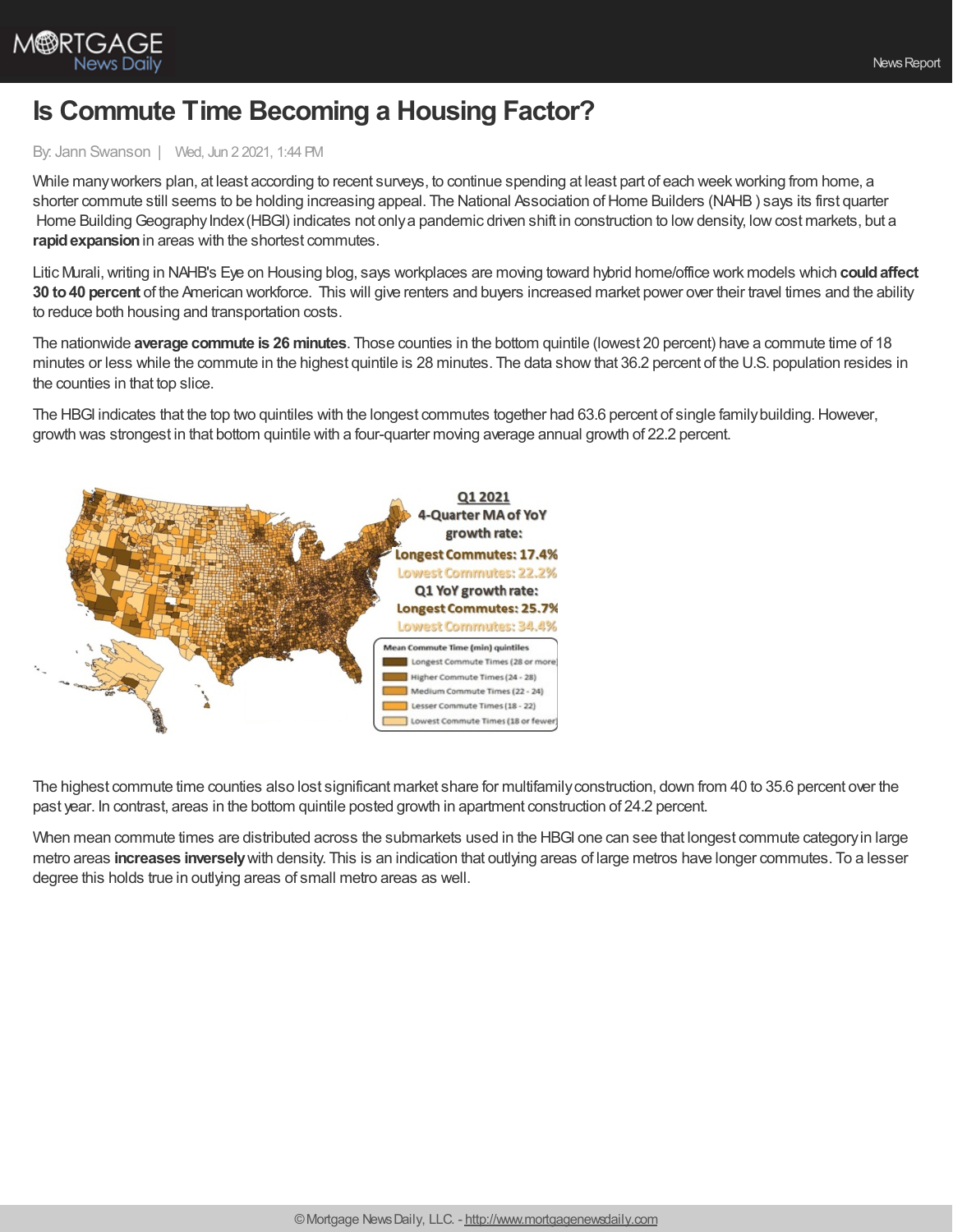# Is Commute Time Becoming a Housing Factor?

By: Jann Swanson | Wed, Jun 2 2021, 1:44 PM

While many workers plan, at least according to recent surveys, to continue spending at least part of each week working from home, a shorter commute still seems to be holding increasing appeal. The National Association of Home Builders (NAHB ) says its first quarter Home Building Geography Index (HBGI) indicates not only a pandemic driven shift in construction to low density, low cost markets, but a **rapid expansion** in areas with the shortest commutes.

Litic Murali, writing in NAHB's Eye on Housing blog, says workplaces are moving toward hybrid home/office work models which **could affect 30 to 40 percent** of the American workforce. This will give renters and buyers increased market power over their travel times and the ability to reduce both housing and transportation costs.

The nationwide **average commute is 26 minutes**. Those counties in the bottom quintile (lowest 20 percent) have a commute time of 18 minutes or less while the commute in the highest quintile is 28 minutes. The data show that 36.2 percent of the U.S. population resides in the counties in that top slice.

The HBGI indicates that the top two quintiles with the longest commutes together had 63.6 percent of single family building. However, growth was strongest in that bottom quintile with a four-quarter moving average annual growth of 22.2 percent.

The highest commute time counties also lost significant market share for multifamily construction, down from 40 to 35.6 percent over the past year. In contrast, areas in the bottom quintile posted growth in apartment construction of 24.2 percent.

When mean commute times are distributed across the submarkets used in the HBGI one can see that longest commute category in large metro areas **increases inversely** with density. This is an indication that outlying areas of large metros have longer commutes. To a lesser degree this holds true in outlying areas of small metro areas as well.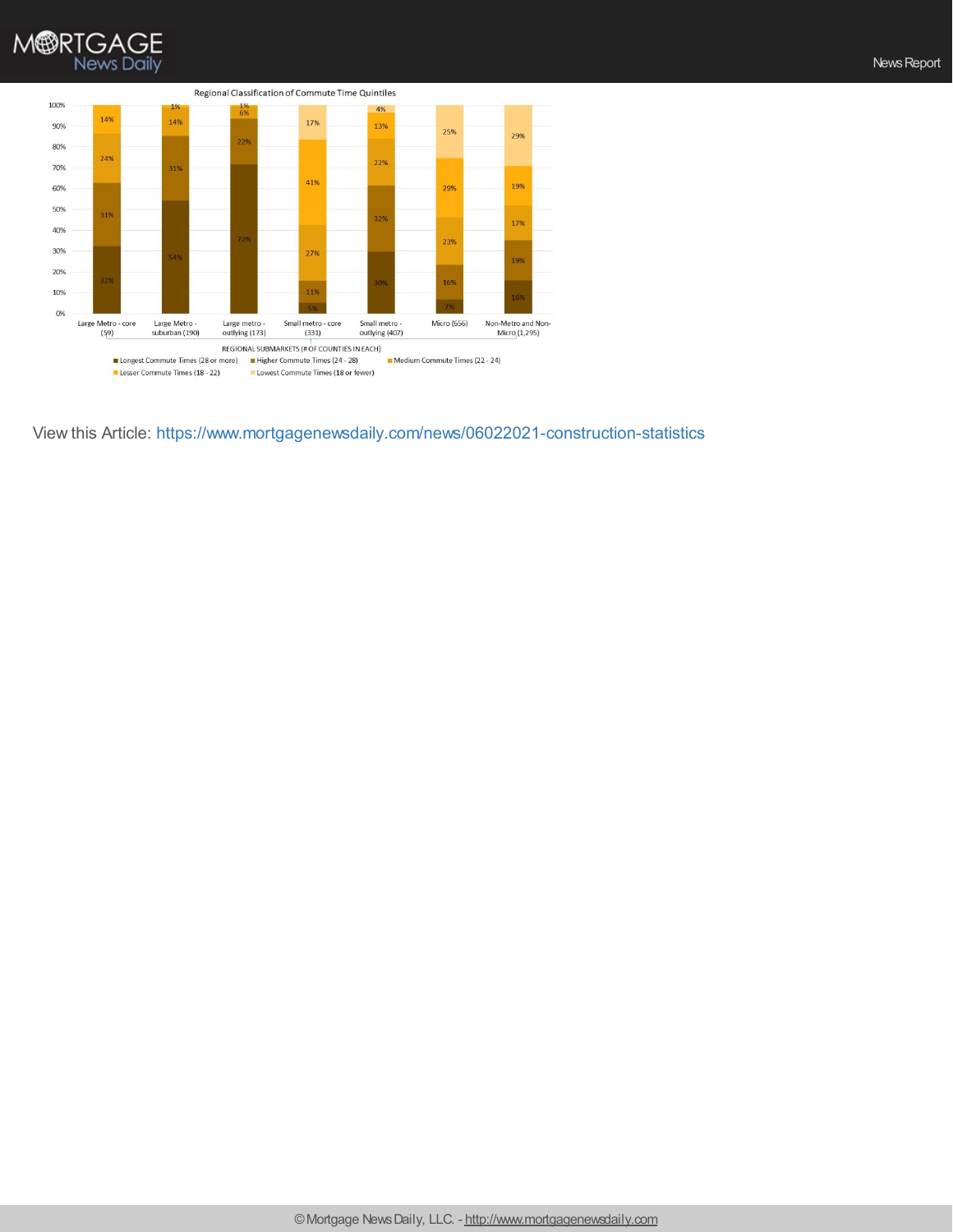Regional Classification of Commute Time Quintiles

100%
90%
80%
70%
60%
50%
40%
30%
20%
10%
0%

Large Metro - core (59): 32%, 31%, 24%, 14%

Large Metro - suburban (190): 54%, 31%, 14%, 1%

Large metro - outlying (173): 72%, 22%, 6%, 1%

Small metro - core (331): 5%, 11%, 27%, 41%, 17%

Small metro - outlying (407): 30%, 32%, 22%, 13%, 4%

Micro (656): 7%, 16%, 23%, 29%, 25%

Non-Metro and Non-Micro (1,295): 16%, 19%, 17%, 19%, 29%

REGIONAL SUBMARKETS (# OF COUNTIES IN EACH)

Longest Commute Times (28 or more)
Higher Commute Times (24 - 28)
Medium Commute Times (22 - 24)
Lesser Commute Times (18 - 22)
Lowest Commute Times (18 or fewer)

View this Article: https://www.mortgagenewsdaily.com/news/06022021-construction-statistics